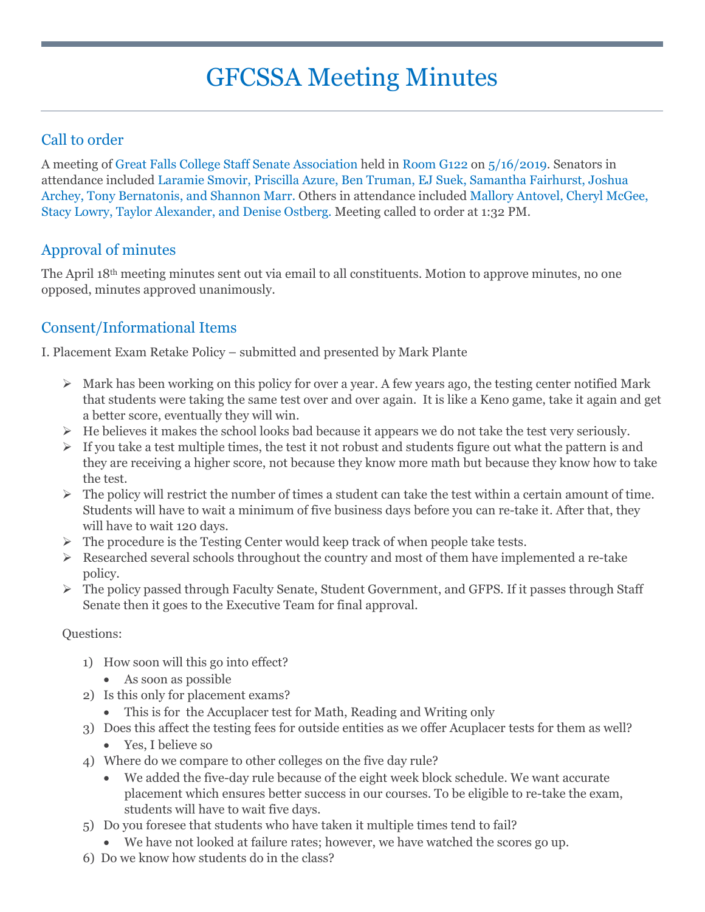# GFCSSA Meeting Minutes

## Call to order

A meeting of Great Falls College Staff Senate Association held in Room G122 on 5/16/2019. Senators in attendance included Laramie Smovir, Priscilla Azure, Ben Truman, EJ Suek, Samantha Fairhurst, Joshua Archey, Tony Bernatonis, and Shannon Marr. Others in attendance included Mallory Antovel, Cheryl McGee, Stacy Lowry, Taylor Alexander, and Denise Ostberg. Meeting called to order at 1:32 PM.

## Approval of minutes

The April 18th meeting minutes sent out via email to all constituents. Motion to approve minutes, no one opposed, minutes approved unanimously.

## Consent/Informational Items

I. Placement Exam Retake Policy – submitted and presented by Mark Plante

- Mark has been working on this policy for over a year. A few years ago, the testing center notified Mark that students were taking the same test over and over again. It is like a Keno game, take it again and get a better score, eventually they will win.
- He believes it makes the school looks bad because it appears we do not take the test very seriously.
- If you take a test multiple times, the test it not robust and students figure out what the pattern is and they are receiving a higher score, not because they know more math but because they know how to take the test.
- The policy will restrict the number of times a student can take the test within a certain amount of time. Students will have to wait a minimum of five business days before you can re-take it. After that, they will have to wait 120 days.
- The procedure is the Testing Center would keep track of when people take tests.
- Researched several schools throughout the country and most of them have implemented a re-take policy.
- The policy passed through Faculty Senate, Student Government, and GFPS. If it passes through Staff Senate then it goes to the Executive Team for final approval.

Questions:

1) How soon will this go into effect?
   - As soon as possible
2) Is this only for placement exams?
   - This is for the Accuplacer test for Math, Reading and Writing only
3) Does this affect the testing fees for outside entities as we offer Acuplacer tests for them as well?
   - Yes, I believe so
4) Where do we compare to other colleges on the five day rule?
   - We added the five-day rule because of the eight week block schedule. We want accurate placement which ensures better success in our courses. To be eligible to re-take the exam, students will have to wait five days.
5) Do you foresee that students who have taken it multiple times tend to fail?
   - We have not looked at failure rates; however, we have watched the scores go up.
6) Do we know how students do in the class?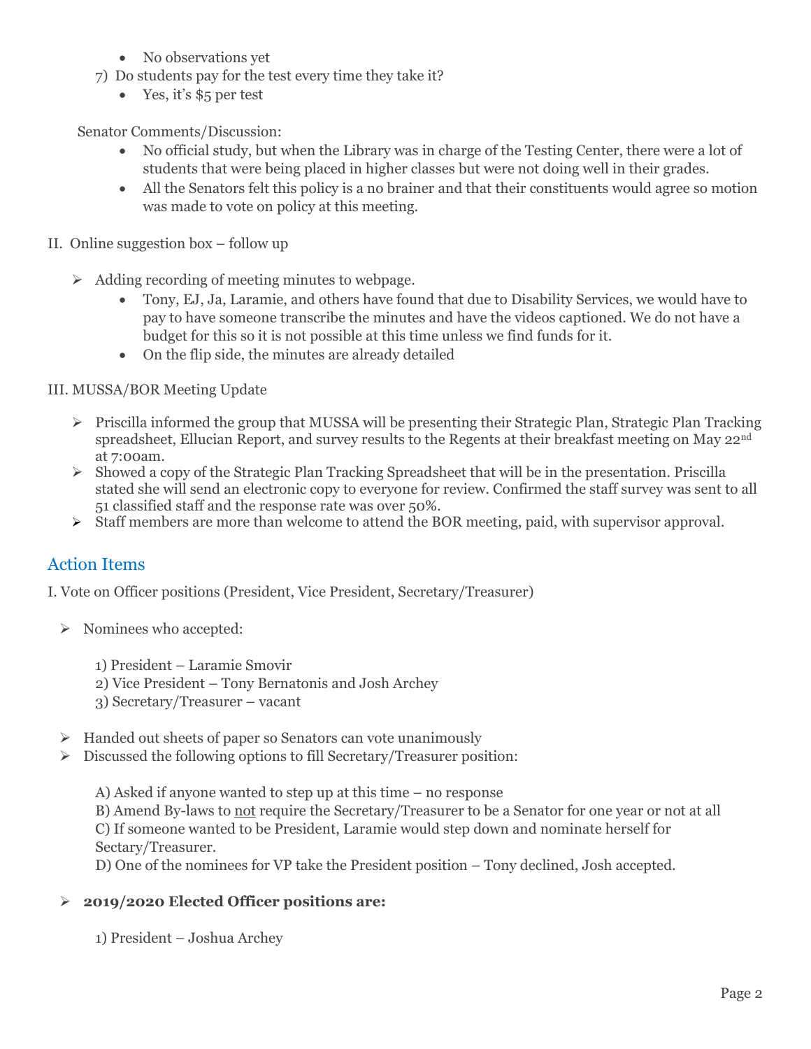- No observations yet

7) Do students pay for the test every time they take it?
   - Yes, it's $5 per test

Senator Comments/Discussion:

- No official study, but when the Library was in charge of the Testing Center, there were a lot of students that were being placed in higher classes but were not doing well in their grades.
- All the Senators felt this policy is a no brainer and that their constituents would agree so motion was made to vote on policy at this meeting.

II. Online suggestion box – follow up

- Adding recording of meeting minutes to webpage.
  - Tony, EJ, Ja, Laramie, and others have found that due to Disability Services, we would have to pay to have someone transcribe the minutes and have the videos captioned. We do not have a budget for this so it is not possible at this time unless we find funds for it.
  - On the flip side, the minutes are already detailed

III. MUSSA/BOR Meeting Update

- Priscilla informed the group that MUSSA will be presenting their Strategic Plan, Strategic Plan Tracking spreadsheet, Ellucian Report, and survey results to the Regents at their breakfast meeting on May 22nd at 7:00am.
- Showed a copy of the Strategic Plan Tracking Spreadsheet that will be in the presentation. Priscilla stated she will send an electronic copy to everyone for review. Confirmed the staff survey was sent to all 51 classified staff and the response rate was over 50%.
- Staff members are more than welcome to attend the BOR meeting, paid, with supervisor approval.

## Action Items

I. Vote on Officer positions (President, Vice President, Secretary/Treasurer)

- Nominees who accepted:

  1) President – Laramie Smovir
  2) Vice President – Tony Bernatonis and Josh Archey
  3) Secretary/Treasurer – vacant

- Handed out sheets of paper so Senators can vote unanimously
- Discussed the following options to fill Secretary/Treasurer position:

  A) Asked if anyone wanted to step up at this time – no response
  B) Amend By-laws to <u>not</u> require the Secretary/Treasurer to be a Senator for one year or not at all
  C) If someone wanted to be President, Laramie would step down and nominate herself for Sectary/Treasurer.
  D) One of the nominees for VP take the President position – Tony declined, Josh accepted.

- **2019/2020 Elected Officer positions are:**

  1) President – Joshua Archey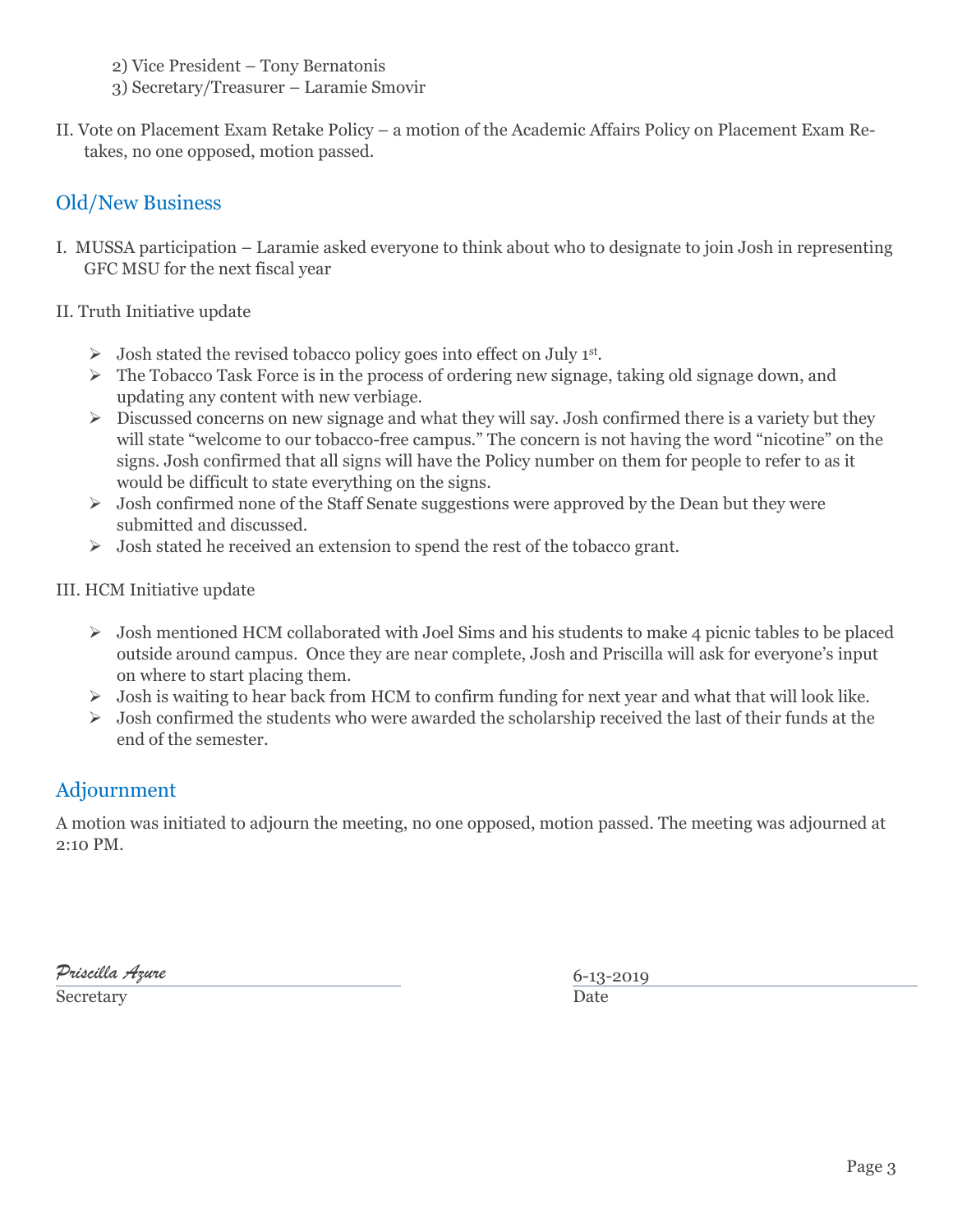2) Vice President – Tony Bernatonis
3) Secretary/Treasurer – Laramie Smovir

II. Vote on Placement Exam Retake Policy – a motion of the Academic Affairs Policy on Placement Exam Re-takes, no one opposed, motion passed.

## Old/New Business

I. MUSSA participation – Laramie asked everyone to think about who to designate to join Josh in representing GFC MSU for the next fiscal year

II. Truth Initiative update

- Josh stated the revised tobacco policy goes into effect on July 1st.
- The Tobacco Task Force is in the process of ordering new signage, taking old signage down, and updating any content with new verbiage.
- Discussed concerns on new signage and what they will say. Josh confirmed there is a variety but they will state "welcome to our tobacco-free campus." The concern is not having the word "nicotine" on the signs. Josh confirmed that all signs will have the Policy number on them for people to refer to as it would be difficult to state everything on the signs.
- Josh confirmed none of the Staff Senate suggestions were approved by the Dean but they were submitted and discussed.
- Josh stated he received an extension to spend the rest of the tobacco grant.

III. HCM Initiative update

- Josh mentioned HCM collaborated with Joel Sims and his students to make 4 picnic tables to be placed outside around campus. Once they are near complete, Josh and Priscilla will ask for everyone's input on where to start placing them.
- Josh is waiting to hear back from HCM to confirm funding for next year and what that will look like.
- Josh confirmed the students who were awarded the scholarship received the last of their funds at the end of the semester.

## Adjournment

A motion was initiated to adjourn the meeting, no one opposed, motion passed. The meeting was adjourned at 2:10 PM.

*Priscilla Azure*
Secretary

6-13-2019
Date